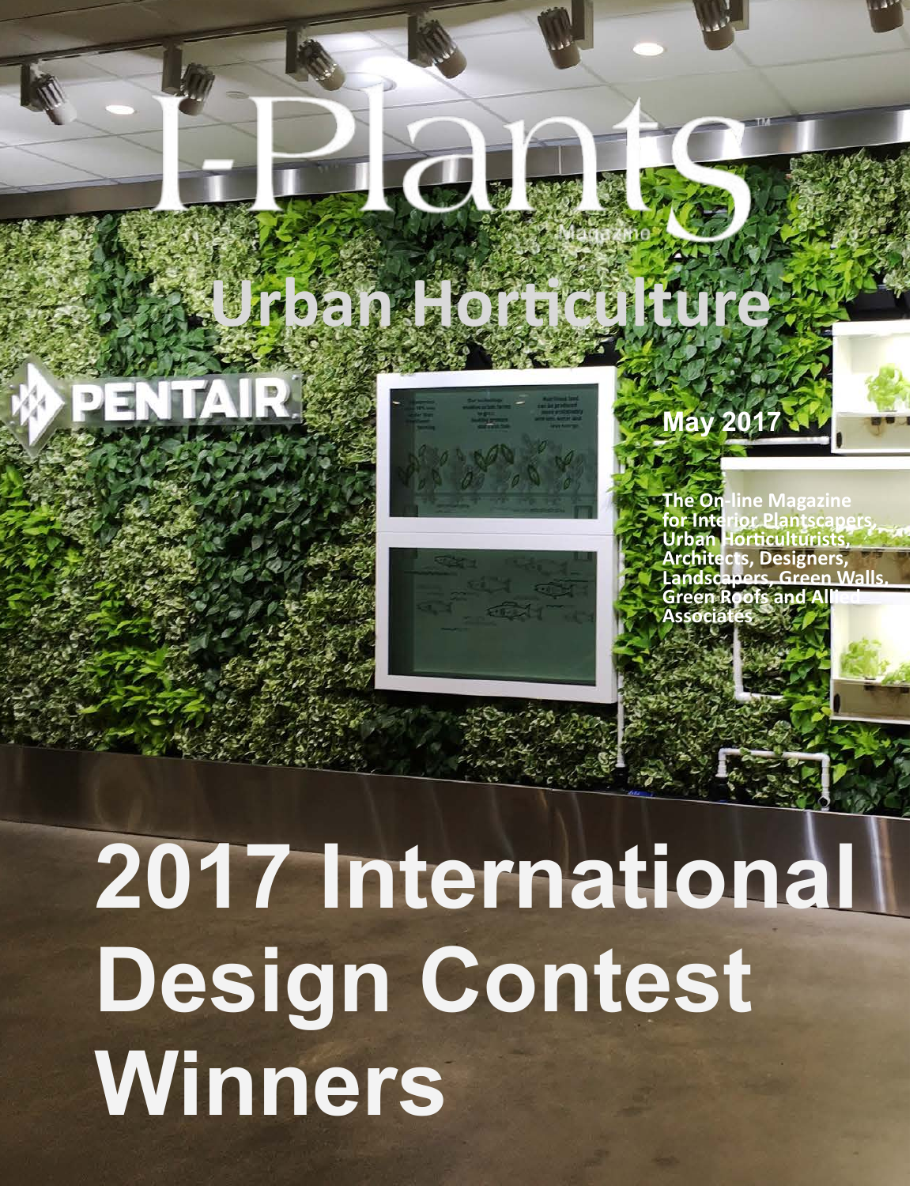# I-Plants Magazine

## Urban Horticulture

May 2017

**The On-line Magazine for Interior Plantscapers, Urban Horticulturists, Architects, Designers, Landscapers, Green Walls, Green Roofs and Allied Associates**

# 2017 International Design Contest Winners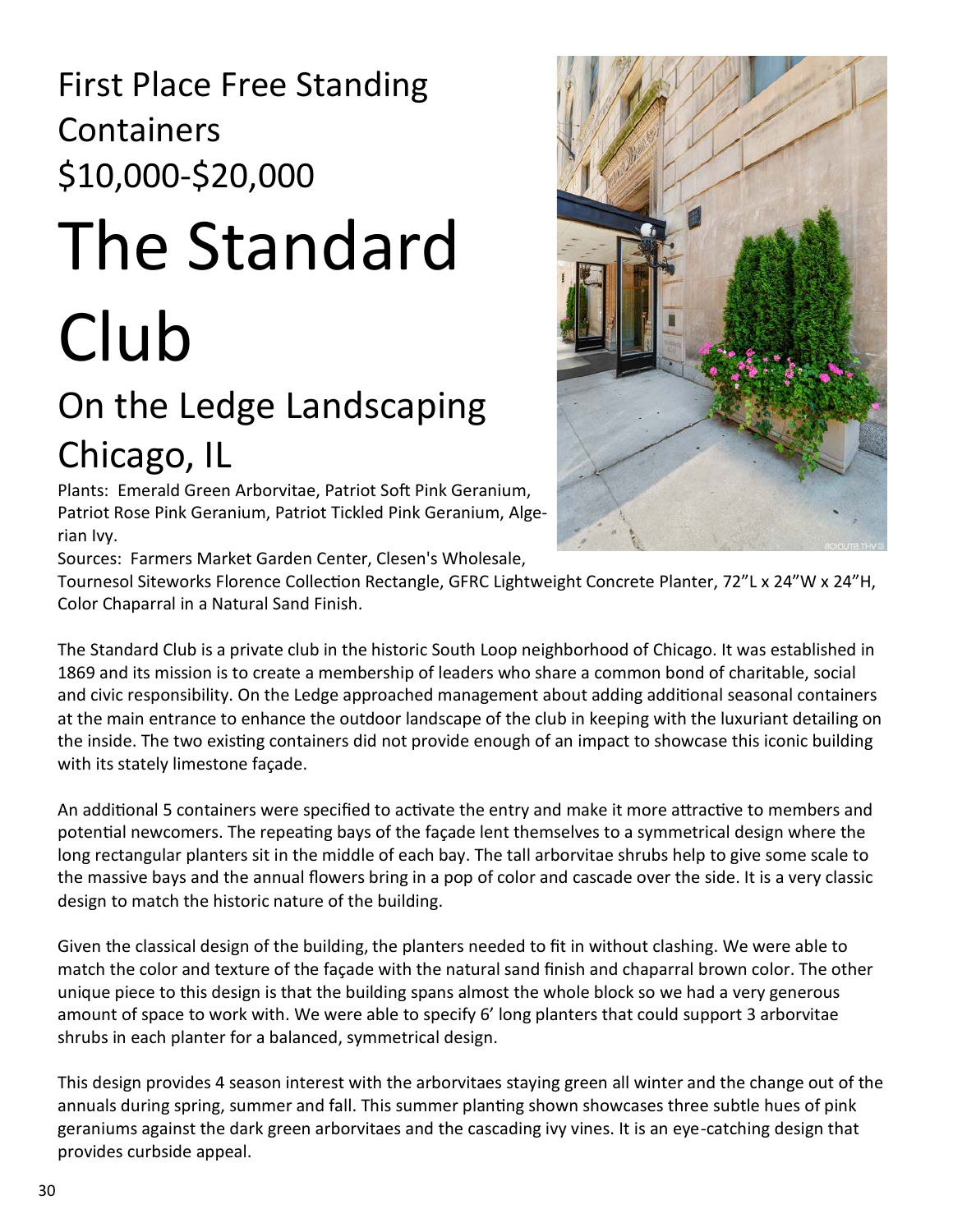## First Place Free Standing Containers $10,000-$20,000

# The Standard Club

## On the Ledge Landscaping Chicago, IL

Plants: Emerald Green Arborvitae, Patriot Soft Pink Geranium, Patriot Rose Pink Geranium, Patriot Tickled Pink Geranium, Algerian Ivy.

Sources: Farmers Market Garden Center, Clesen's Wholesale, Tournesol Siteworks Florence Collection Rectangle, GFRC Lightweight Concrete Planter, 72"L x 24"W x 24"H, Color Chaparral in a Natural Sand Finish.

The Standard Club is a private club in the historic South Loop neighborhood of Chicago. It was established in 1869 and its mission is to create a membership of leaders who share a common bond of charitable, social and civic responsibility. On the Ledge approached management about adding additional seasonal containers at the main entrance to enhance the outdoor landscape of the club in keeping with the luxuriant detailing on the inside. The two existing containers did not provide enough of an impact to showcase this iconic building with its stately limestone façade.

An additional 5 containers were specified to activate the entry and make it more attractive to members and potential newcomers. The repeating bays of the façade lent themselves to a symmetrical design where the long rectangular planters sit in the middle of each bay. The tall arborvitae shrubs help to give some scale to the massive bays and the annual flowers bring in a pop of color and cascade over the side. It is a very classic design to match the historic nature of the building.

Given the classical design of the building, the planters needed to fit in without clashing. We were able to match the color and texture of the façade with the natural sand finish and chaparral brown color. The other unique piece to this design is that the building spans almost the whole block so we had a very generous amount of space to work with. We were able to specify 6' long planters that could support 3 arborvitae shrubs in each planter for a balanced, symmetrical design.

This design provides 4 season interest with the arborvitaes staying green all winter and the change out of the annuals during spring, summer and fall. This summer planting shown showcases three subtle hues of pink geraniums against the dark green arborvitaes and the cascading ivy vines. It is an eye-catching design that provides curbside appeal.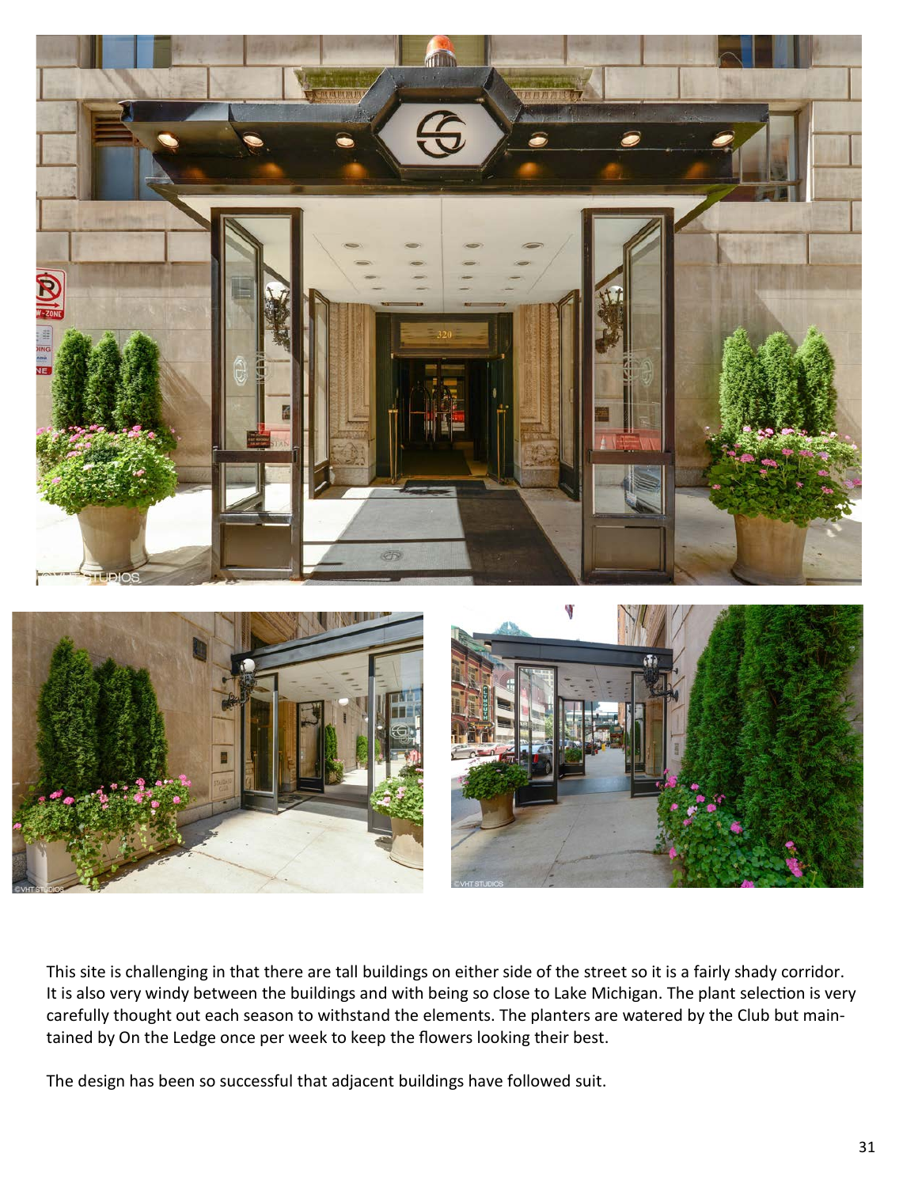This site is challenging in that there are tall buildings on either side of the street so it is a fairly shady corridor. It is also very windy between the buildings and with being so close to Lake Michigan. The plant selection is very carefully thought out each season to withstand the elements. The planters are watered by the Club but maintained by On the Ledge once per week to keep the flowers looking their best.

The design has been so successful that adjacent buildings have followed suit.